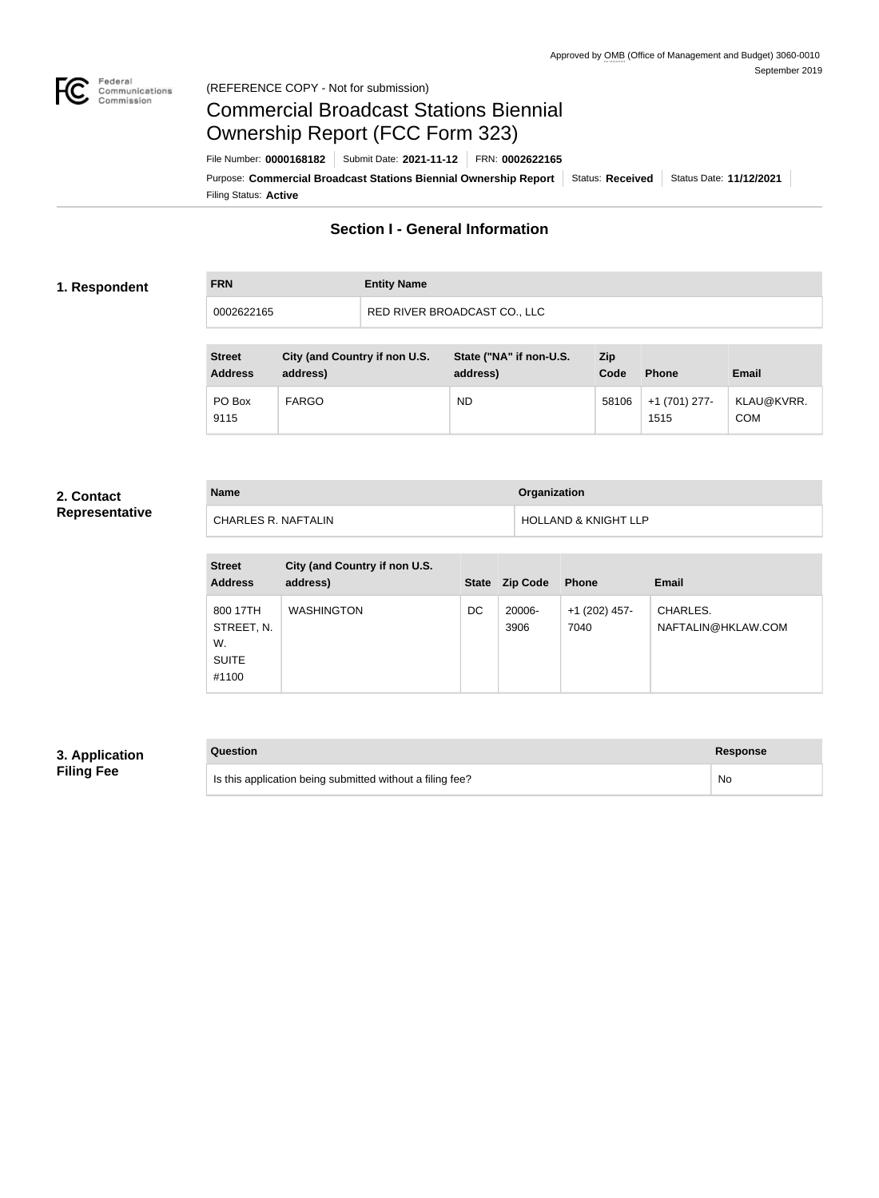Approved by OMB (Office of Management and Budget) 3060-0010
September 2019

(REFERENCE COPY - Not for submission)

# Commercial Broadcast Stations Biennial Ownership Report (FCC Form 323)

File Number: **0000168182** | Submit Date: **2021-11-12** | FRN: **0002622165**

Purpose: **Commercial Broadcast Stations Biennial Ownership Report** | Status: **Received** | Status Date: **11/12/2021**

Filing Status: **Active**

## Section I - General Information

### 1. Respondent

| FRN | Entity Name |
|---|---|
| 0002622165 | RED RIVER BROADCAST CO., LLC |

| Street Address | City (and Country if non U.S. address) | State ("NA" if non-U.S. address) | Zip Code | Phone | Email |
|---|---|---|---|---|---|
| PO Box 9115 | FARGO | ND | 58106 | +1 (701) 277-1515 | KLAU@KVRR.COM |

### 2. Contact Representative

| Name | Organization |
|---|---|
| CHARLES R. NAFTALIN | HOLLAND & KNIGHT LLP |

| Street Address | City (and Country if non U.S. address) | State | Zip Code | Phone | Email |
|---|---|---|---|---|---|
| 800 17TH STREET, N. W. SUITE #1100 | WASHINGTON | DC | 20006-3906 | +1 (202) 457-7040 | CHARLES.NAFTALIN@HKLAW.COM |

### 3. Application Filing Fee

| Question | Response |
|---|---|
| Is this application being submitted without a filing fee? | No |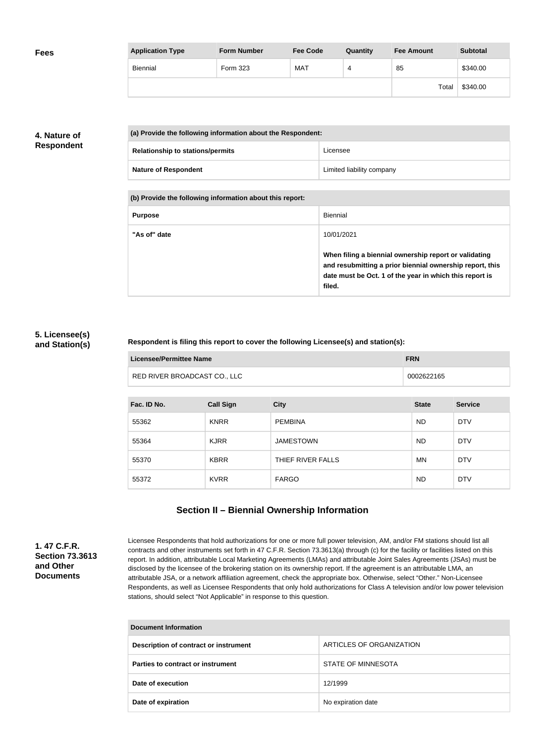## Fees

| Application Type | Form Number | Fee Code | Quantity | Fee Amount | Subtotal |
|---|---|---|---|---|---|
| Biennial | Form 323 | MAT | 4 | 85 | $340.00 |
| | | | | Total | $340.00 |

## 4. Nature of Respondent

| (a) Provide the following information about the Respondent: | |
|---|---|
| Relationship to stations/permits | Licensee |
| Nature of Respondent | Limited liability company |

| (b) Provide the following information about this report: | |
|---|---|
| Purpose | Biennial |
| "As of" date | 10/01/2021<br><br>**When filing a biennial ownership report or validating and resubmitting a prior biennial ownership report, this date must be Oct. 1 of the year in which this report is filed.** |

## 5. Licensee(s) and Station(s)

**Respondent is filing this report to cover the following Licensee(s) and station(s):**

| Licensee/Permittee Name | FRN |
|---|---|
| RED RIVER BROADCAST CO., LLC | 0002622165 |

| Fac. ID No. | Call Sign | City | State | Service |
|---|---|---|---|---|
| 55362 | KNRR | PEMBINA | ND | DTV |
| 55364 | KJRR | JAMESTOWN | ND | DTV |
| 55370 | KBRR | THIEF RIVER FALLS | MN | DTV |
| 55372 | KVRR | FARGO | ND | DTV |

# Section II – Biennial Ownership Information

## 1. 47 C.F.R. Section 73.3613 and Other Documents

Licensee Respondents that hold authorizations for one or more full power television, AM, and/or FM stations should list all contracts and other instruments set forth in 47 C.F.R. Section 73.3613(a) through (c) for the facility or facilities listed on this report. In addition, attributable Local Marketing Agreements (LMAs) and attributable Joint Sales Agreements (JSAs) must be disclosed by the licensee of the brokering station on its ownership report. If the agreement is an attributable LMA, an attributable JSA, or a network affiliation agreement, check the appropriate box. Otherwise, select "Other." Non-Licensee Respondents, as well as Licensee Respondents that only hold authorizations for Class A television and/or low power television stations, should select "Not Applicable" in response to this question.

| Document Information | |
|---|---|
| Description of contract or instrument | ARTICLES OF ORGANIZATION |
| Parties to contract or instrument | STATE OF MINNESOTA |
| Date of execution | 12/1999 |
| Date of expiration | No expiration date |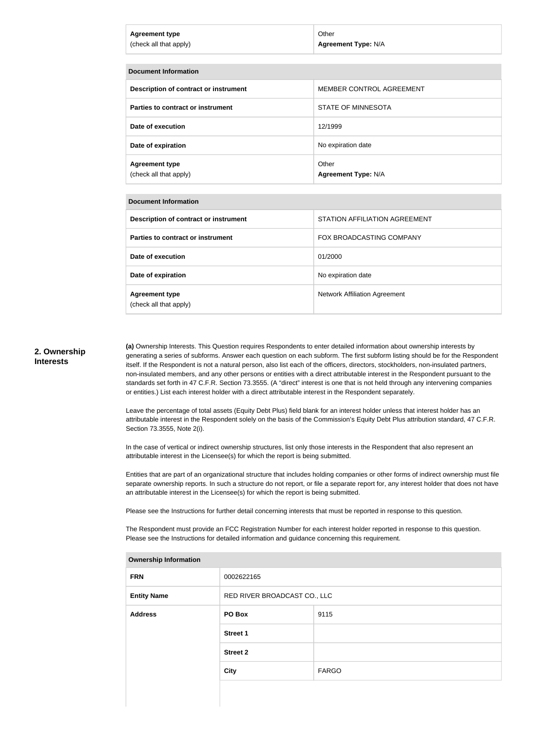| Agreement type (check all that apply) | Other **Agreement Type:** N/A |
|---|---|

| Document Information | |
|---|---|
| **Description of contract or instrument** | MEMBER CONTROL AGREEMENT |
| **Parties to contract or instrument** | STATE OF MINNESOTA |
| **Date of execution** | 12/1999 |
| **Date of expiration** | No expiration date |
| **Agreement type** (check all that apply) | Other **Agreement Type:** N/A |

| Document Information | |
|---|---|
| **Description of contract or instrument** | STATION AFFILIATION AGREEMENT |
| **Parties to contract or instrument** | FOX BROADCASTING COMPANY |
| **Date of execution** | 01/2000 |
| **Date of expiration** | No expiration date |
| **Agreement type** (check all that apply) | Network Affiliation Agreement |

## 2. Ownership Interests

**(a)** Ownership Interests. This Question requires Respondents to enter detailed information about ownership interests by generating a series of subforms. Answer each question on each subform. The first subform listing should be for the Respondent itself. If the Respondent is not a natural person, also list each of the officers, directors, stockholders, non-insulated partners, non-insulated members, and any other persons or entities with a direct attributable interest in the Respondent pursuant to the standards set forth in 47 C.F.R. Section 73.3555. (A "direct" interest is one that is not held through any intervening companies or entities.) List each interest holder with a direct attributable interest in the Respondent separately.

Leave the percentage of total assets (Equity Debt Plus) field blank for an interest holder unless that interest holder has an attributable interest in the Respondent solely on the basis of the Commission's Equity Debt Plus attribution standard, 47 C.F.R. Section 73.3555, Note 2(i).

In the case of vertical or indirect ownership structures, list only those interests in the Respondent that also represent an attributable interest in the Licensee(s) for which the report is being submitted.

Entities that are part of an organizational structure that includes holding companies or other forms of indirect ownership must file separate ownership reports. In such a structure do not report, or file a separate report for, any interest holder that does not have an attributable interest in the Licensee(s) for which the report is being submitted.

Please see the Instructions for further detail concerning interests that must be reported in response to this question.

The Respondent must provide an FCC Registration Number for each interest holder reported in response to this question. Please see the Instructions for detailed information and guidance concerning this requirement.

| Ownership Information | | |
|---|---|---|
| **FRN** | 0002622165 | |
| **Entity Name** | RED RIVER BROADCAST CO., LLC | |
| **Address** | **PO Box** | 9115 |
| | **Street 1** | |
| | **Street 2** | |
| | **City** | FARGO |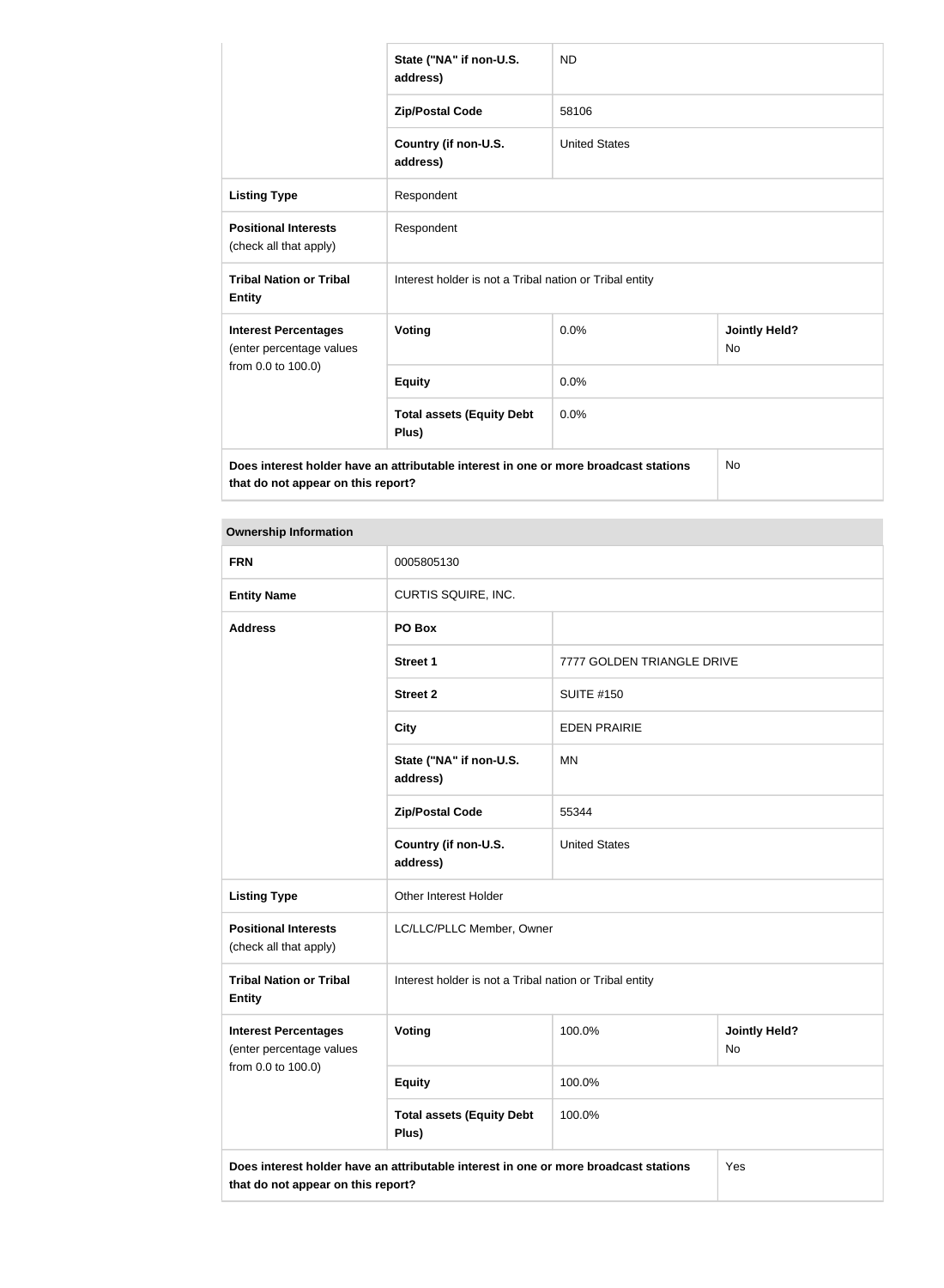| | | | |
|---|---|---|---|
| | State ("NA" if non-U.S. address) | ND | |
| | Zip/Postal Code | 58106 | |
| | Country (if non-U.S. address) | United States | |
| **Listing Type** | Respondent | | |
| **Positional Interests** (check all that apply) | Respondent | | |
| **Tribal Nation or Tribal Entity** | Interest holder is not a Tribal nation or Tribal entity | | |
| **Interest Percentages** (enter percentage values from 0.0 to 100.0) | **Voting** | 0.0% | **Jointly Held?** No |
| | **Equity** | 0.0% | |
| | **Total assets (Equity Debt Plus)** | 0.0% | |
| **Does interest holder have an attributable interest in one or more broadcast stations that do not appear on this report?** | | | No |

| **Ownership Information** | | | |
|---|---|---|---|
| **FRN** | 0005805130 | | |
| **Entity Name** | CURTIS SQUIRE, INC. | | |
| **Address** | **PO Box** | | |
| | **Street 1** | 7777 GOLDEN TRIANGLE DRIVE | |
| | **Street 2** | SUITE #150 | |
| | **City** | EDEN PRAIRIE | |
| | **State ("NA" if non-U.S. address)** | MN | |
| | **Zip/Postal Code** | 55344 | |
| | **Country (if non-U.S. address)** | United States | |
| **Listing Type** | Other Interest Holder | | |
| **Positional Interests** (check all that apply) | LC/LLC/PLLC Member, Owner | | |
| **Tribal Nation or Tribal Entity** | Interest holder is not a Tribal nation or Tribal entity | | |
| **Interest Percentages** (enter percentage values from 0.0 to 100.0) | **Voting** | 100.0% | **Jointly Held?** No |
| | **Equity** | 100.0% | |
| | **Total assets (Equity Debt Plus)** | 100.0% | |
| **Does interest holder have an attributable interest in one or more broadcast stations that do not appear on this report?** | | | Yes |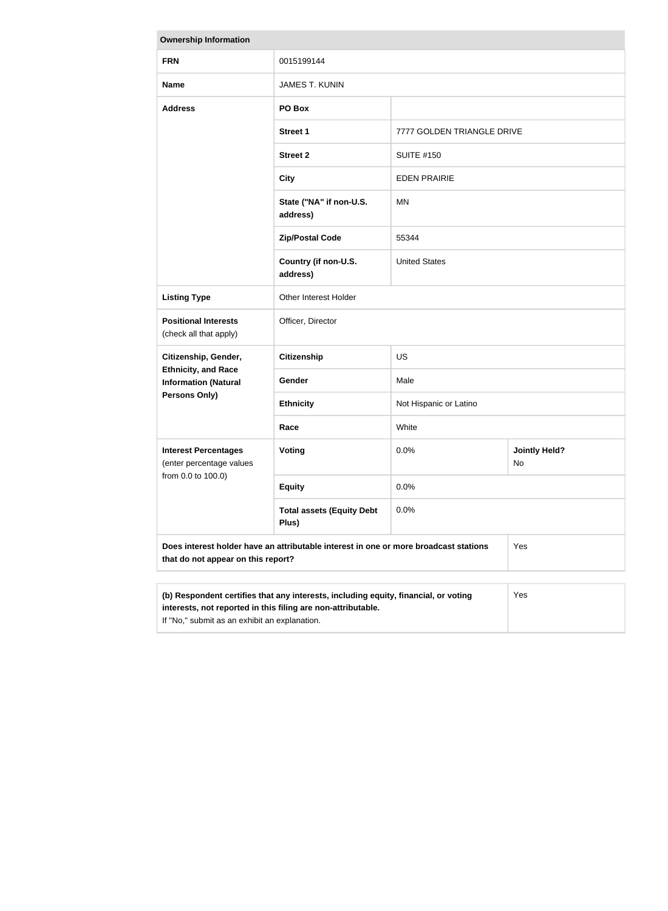| Ownership Information | | | |
|---|---|---|---|
| **FRN** | 0015199144 | | |
| **Name** | JAMES T. KUNIN | | |
| **Address** | **PO Box** | | |
| | **Street 1** | 7777 GOLDEN TRIANGLE DRIVE | |
| | **Street 2** | SUITE #150 | |
| | **City** | EDEN PRAIRIE | |
| | **State ("NA" if non-U.S. address)** | MN | |
| | **Zip/Postal Code** | 55344 | |
| | **Country (if non-U.S. address)** | United States | |
| **Listing Type** | Other Interest Holder | | |
| **Positional Interests** (check all that apply) | Officer, Director | | |
| **Citizenship, Gender, Ethnicity, and Race Information (Natural Persons Only)** | **Citizenship** | US | |
| | **Gender** | Male | |
| | **Ethnicity** | Not Hispanic or Latino | |
| | **Race** | White | |
| **Interest Percentages** (enter percentage values from 0.0 to 100.0) | **Voting** | 0.0% | **Jointly Held?** No |
| | **Equity** | 0.0% | |
| | **Total assets (Equity Debt Plus)** | 0.0% | |
| **Does interest holder have an attributable interest in one or more broadcast stations that do not appear on this report?** | | | Yes |

| | |
|---|---|
| **(b) Respondent certifies that any interests, including equity, financial, or voting interests, not reported in this filing are non-attributable.** If "No," submit as an exhibit an explanation. | Yes |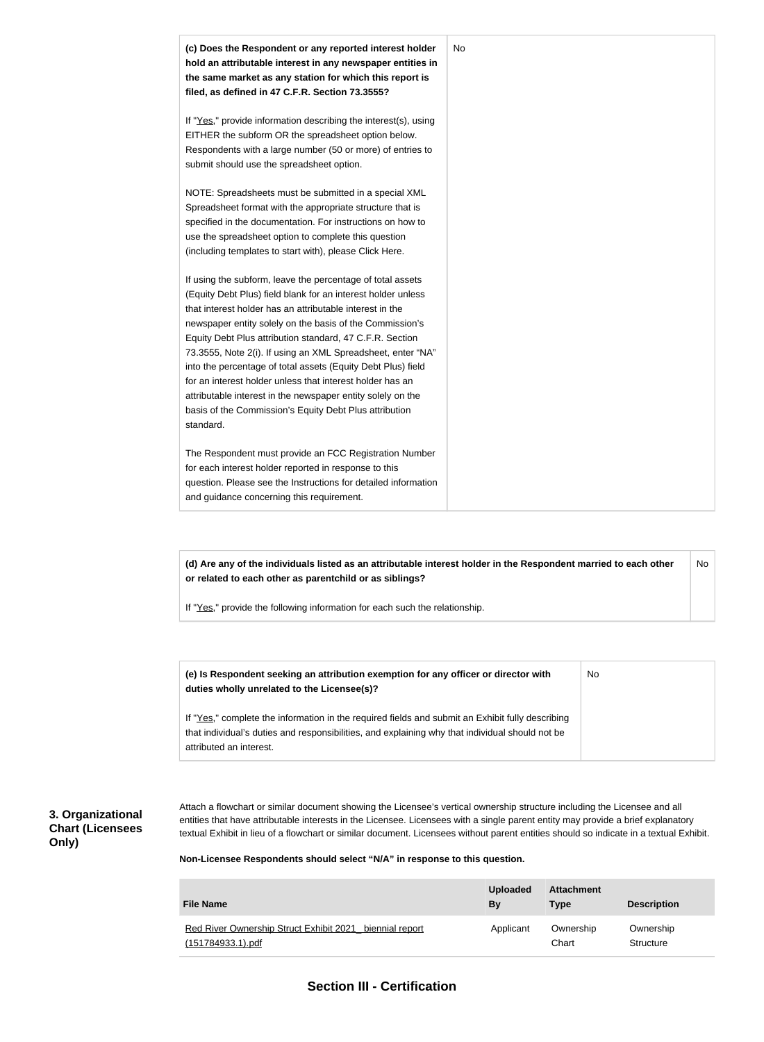| | |
|---|---|
| **(c) Does the Respondent or any reported interest holder hold an attributable interest in any newspaper entities in the same market as any station for which this report is filed, as defined in 47 C.F.R. Section 73.3555?**<br><br>If "Yes," provide information describing the interest(s), using EITHER the subform OR the spreadsheet option below. Respondents with a large number (50 or more) of entries to submit should use the spreadsheet option.<br><br>NOTE: Spreadsheets must be submitted in a special XML Spreadsheet format with the appropriate structure that is specified in the documentation. For instructions on how to use the spreadsheet option to complete this question (including templates to start with), please Click Here.<br><br>If using the subform, leave the percentage of total assets (Equity Debt Plus) field blank for an interest holder unless that interest holder has an attributable interest in the newspaper entity solely on the basis of the Commission's Equity Debt Plus attribution standard, 47 C.F.R. Section 73.3555, Note 2(i). If using an XML Spreadsheet, enter "NA" into the percentage of total assets (Equity Debt Plus) field for an interest holder unless that interest holder has an attributable interest in the newspaper entity solely on the basis of the Commission's Equity Debt Plus attribution standard.<br><br>The Respondent must provide an FCC Registration Number for each interest holder reported in response to this question. Please see the Instructions for detailed information and guidance concerning this requirement. | No |

| | |
|---|---|
| **(d) Are any of the individuals listed as an attributable interest holder in the Respondent married to each other or related to each other as parentchild or as siblings?**<br><br>If "Yes," provide the following information for each such the relationship. | No |

| | |
|---|---|
| **(e) Is Respondent seeking an attribution exemption for any officer or director with duties wholly unrelated to the Licensee(s)?**<br><br>If "Yes," complete the information in the required fields and submit an Exhibit fully describing that individual's duties and responsibilities, and explaining why that individual should not be attributed an interest. | No |

### 3. Organizational Chart (Licensees Only)

Attach a flowchart or similar document showing the Licensee's vertical ownership structure including the Licensee and all entities that have attributable interests in the Licensee. Licensees with a single parent entity may provide a brief explanatory textual Exhibit in lieu of a flowchart or similar document. Licensees without parent entities should so indicate in a textual Exhibit.

**Non-Licensee Respondents should select "N/A" in response to this question.**

| File Name | Uploaded By | Attachment Type | Description |
|---|---|---|---|
| Red River Ownership Struct Exhibit 2021_ biennial report (151784933.1).pdf | Applicant | Ownership Chart | Ownership Structure |

## Section III - Certification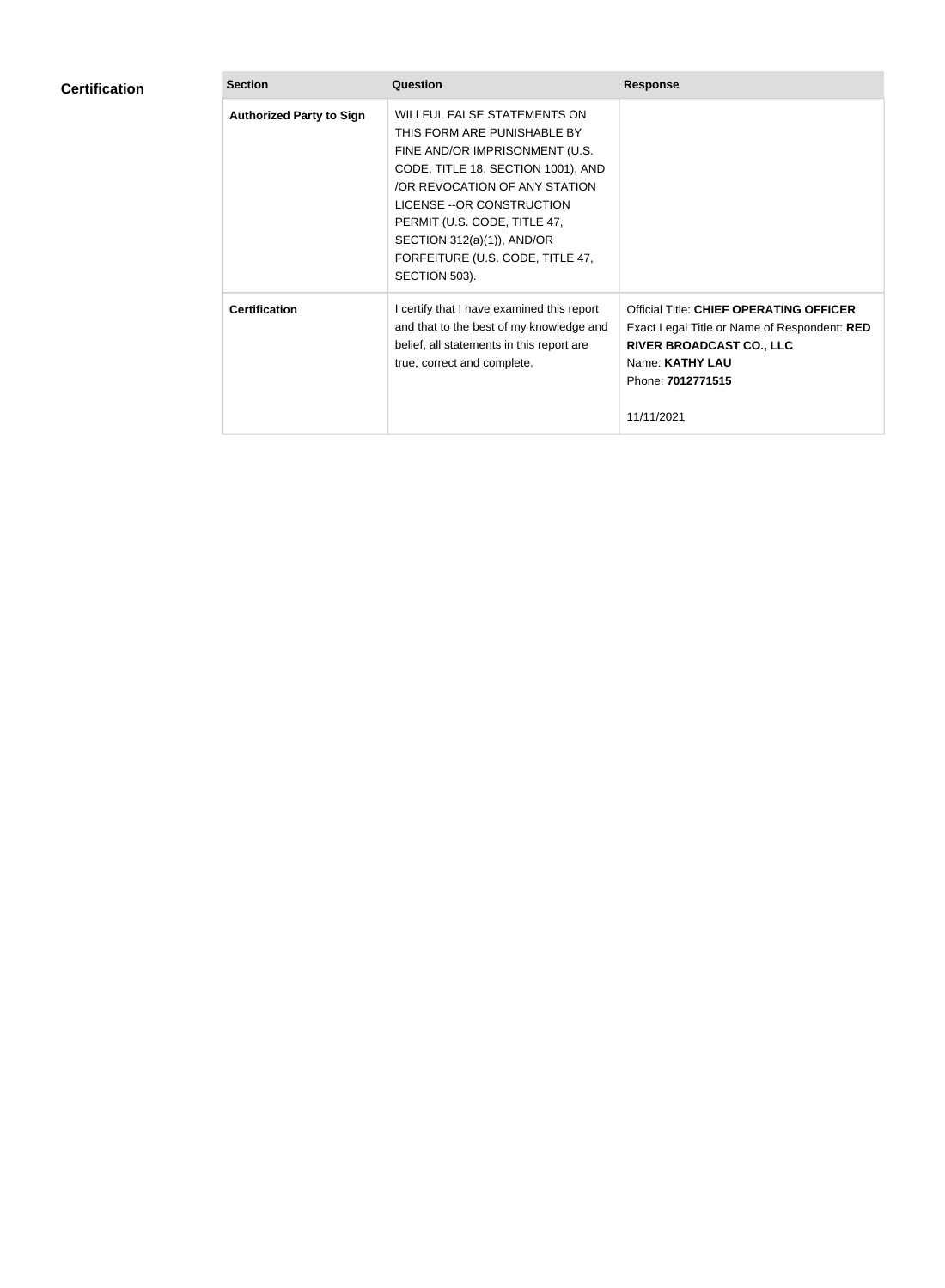## Certification

| Section | Question | Response |
| --- | --- | --- |
| **Authorized Party to Sign** | WILLFUL FALSE STATEMENTS ON THIS FORM ARE PUNISHABLE BY FINE AND/OR IMPRISONMENT (U.S. CODE, TITLE 18, SECTION 1001), AND /OR REVOCATION OF ANY STATION LICENSE --OR CONSTRUCTION PERMIT (U.S. CODE, TITLE 47, SECTION 312(a)(1)), AND/OR FORFEITURE (U.S. CODE, TITLE 47, SECTION 503). | |
| **Certification** | I certify that I have examined this report and that to the best of my knowledge and belief, all statements in this report are true, correct and complete. | Official Title: **CHIEF OPERATING OFFICER**<br>Exact Legal Title or Name of Respondent: **RED RIVER BROADCAST CO., LLC**<br>Name: **KATHY LAU**<br>Phone: **7012771515**<br><br>11/11/2021 |